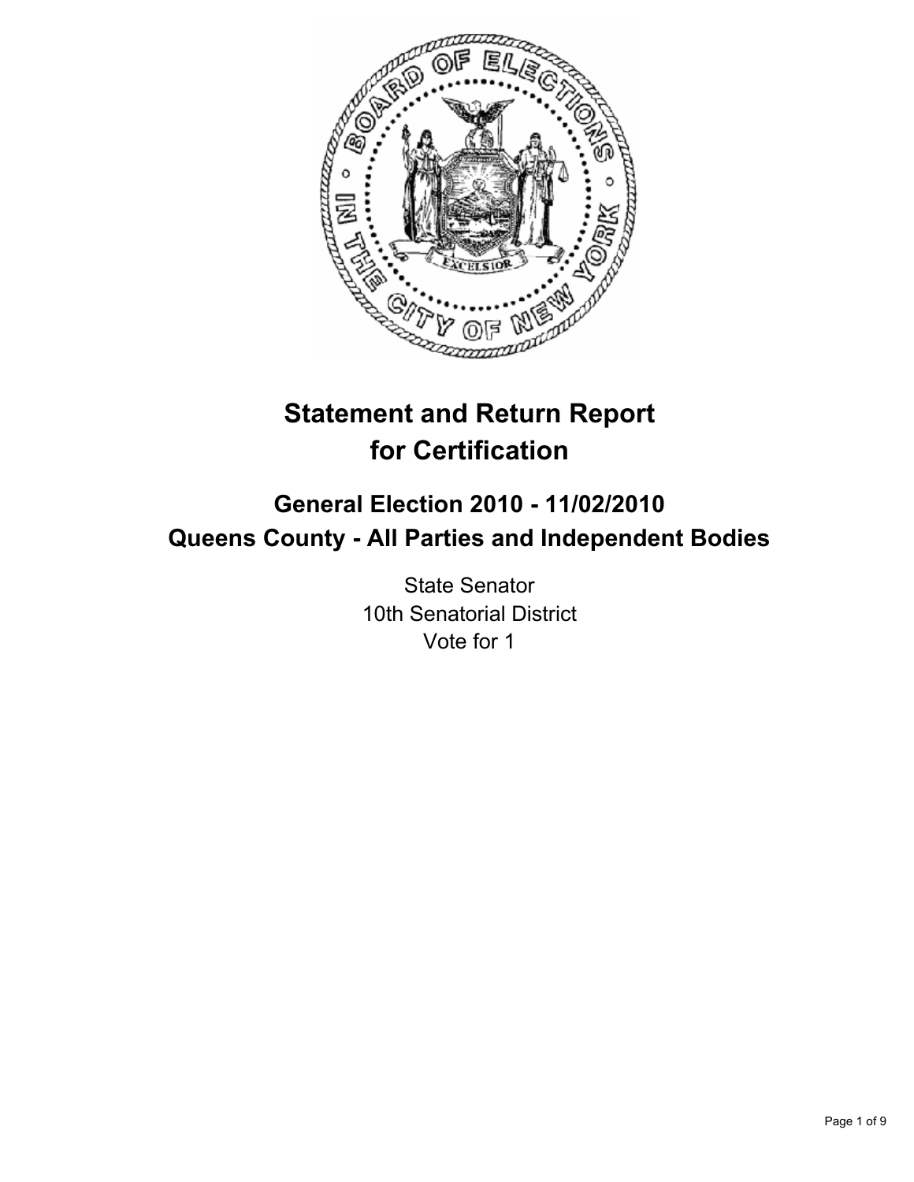# Statement and Return Report for Certification

## General Election 2010 - 11/02/2010
## Queens County - All Parties and Independent Bodies

State Senator
10th Senatorial District
Vote for 1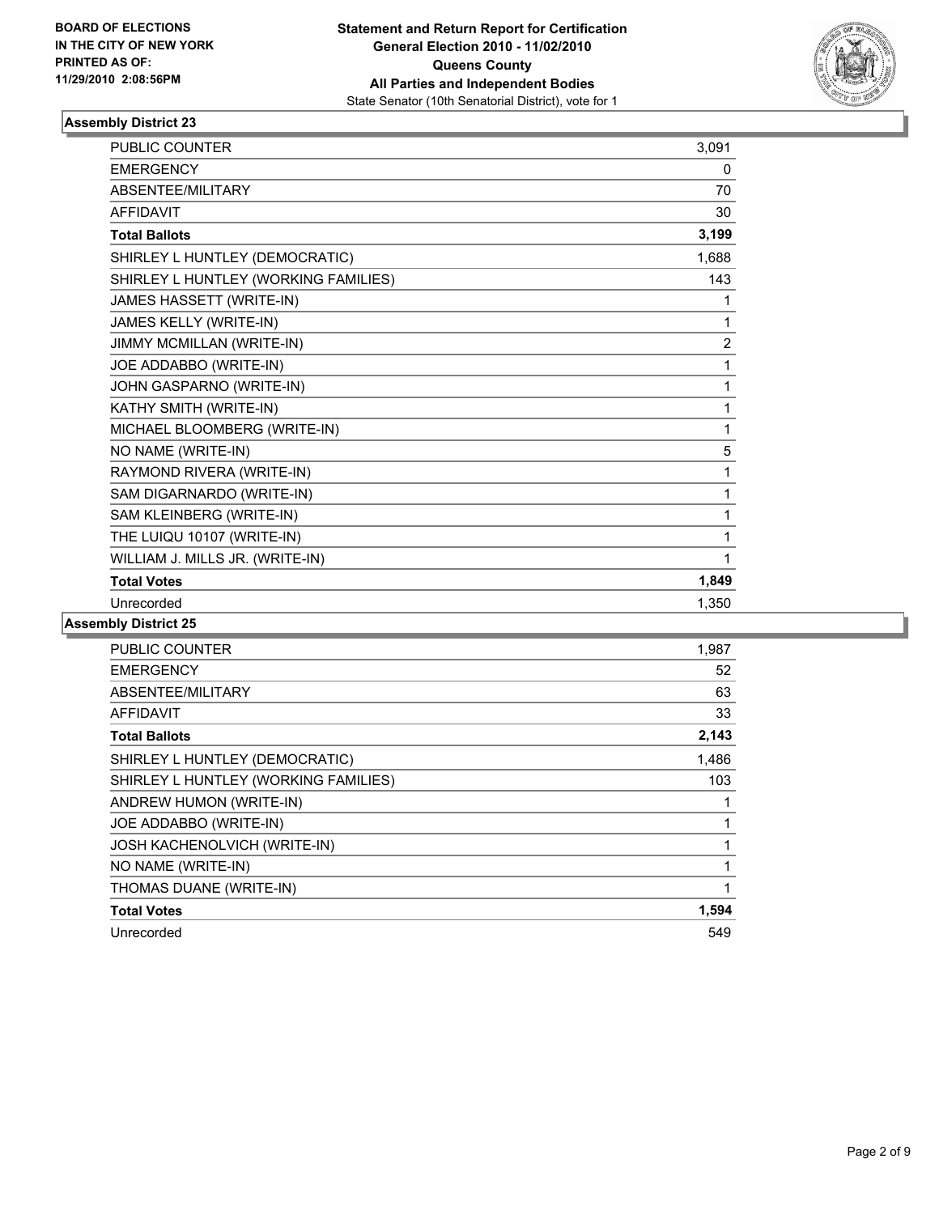**BOARD OF ELECTIONS IN THE CITY OF NEW YORK PRINTED AS OF: 11/29/2010 2:08:56PM**

**Statement and Return Report for Certification General Election 2010 - 11/02/2010 Queens County All Parties and Independent Bodies**
State Senator (10th Senatorial District), vote for 1

### Assembly District 23

| | |
|---|---|
| PUBLIC COUNTER | 3,091 |
| EMERGENCY | 0 |
| ABSENTEE/MILITARY | 70 |
| AFFIDAVIT | 30 |
| **Total Ballots** | **3,199** |
| SHIRLEY L HUNTLEY (DEMOCRATIC) | 1,688 |
| SHIRLEY L HUNTLEY (WORKING FAMILIES) | 143 |
| JAMES HASSETT (WRITE-IN) | 1 |
| JAMES KELLY (WRITE-IN) | 1 |
| JIMMY MCMILLAN (WRITE-IN) | 2 |
| JOE ADDABBO (WRITE-IN) | 1 |
| JOHN GASPARNO (WRITE-IN) | 1 |
| KATHY SMITH (WRITE-IN) | 1 |
| MICHAEL BLOOMBERG (WRITE-IN) | 1 |
| NO NAME (WRITE-IN) | 5 |
| RAYMOND RIVERA (WRITE-IN) | 1 |
| SAM DIGARNARDO (WRITE-IN) | 1 |
| SAM KLEINBERG (WRITE-IN) | 1 |
| THE LUIQU 10107 (WRITE-IN) | 1 |
| WILLIAM J. MILLS JR. (WRITE-IN) | 1 |
| **Total Votes** | **1,849** |
| Unrecorded | 1,350 |

### Assembly District 25

| | |
|---|---|
| PUBLIC COUNTER | 1,987 |
| EMERGENCY | 52 |
| ABSENTEE/MILITARY | 63 |
| AFFIDAVIT | 33 |
| **Total Ballots** | **2,143** |
| SHIRLEY L HUNTLEY (DEMOCRATIC) | 1,486 |
| SHIRLEY L HUNTLEY (WORKING FAMILIES) | 103 |
| ANDREW HUMON (WRITE-IN) | 1 |
| JOE ADDABBO (WRITE-IN) | 1 |
| JOSH KACHENOLVICH (WRITE-IN) | 1 |
| NO NAME (WRITE-IN) | 1 |
| THOMAS DUANE (WRITE-IN) | 1 |
| **Total Votes** | **1,594** |
| Unrecorded | 549 |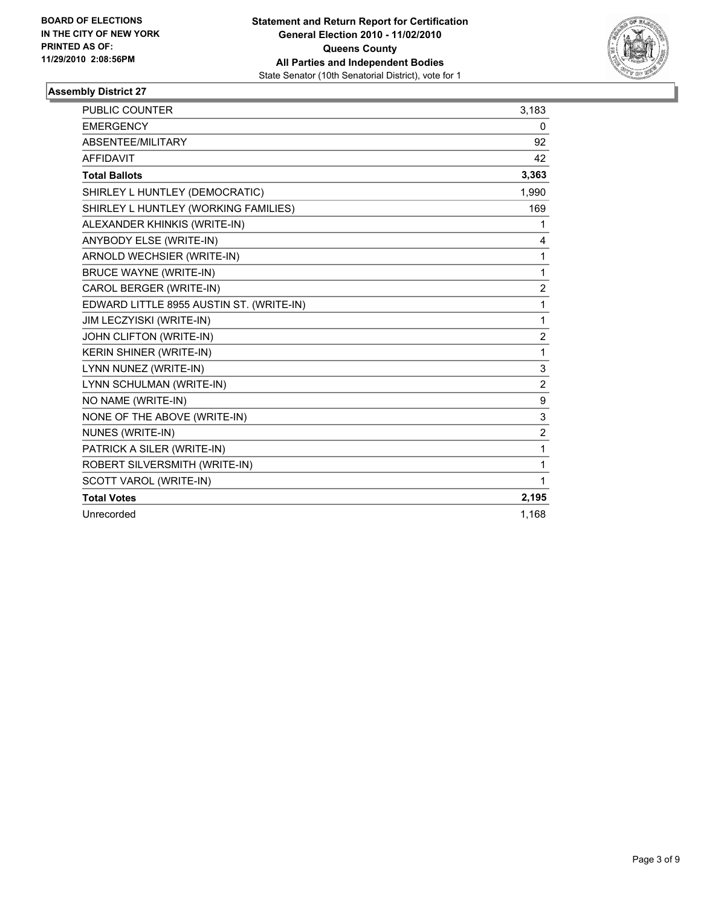**BOARD OF ELECTIONS IN THE CITY OF NEW YORK PRINTED AS OF: 11/29/2010 2:08:56PM**

**Statement and Return Report for Certification**
**General Election 2010 - 11/02/2010**
**Queens County**
**All Parties and Independent Bodies**
State Senator (10th Senatorial District), vote for 1

## Assembly District 27

| | |
|---|---|
| PUBLIC COUNTER | 3,183 |
| EMERGENCY | 0 |
| ABSENTEE/MILITARY | 92 |
| AFFIDAVIT | 42 |
| **Total Ballots** | **3,363** |
| SHIRLEY L HUNTLEY (DEMOCRATIC) | 1,990 |
| SHIRLEY L HUNTLEY (WORKING FAMILIES) | 169 |
| ALEXANDER KHINKIS (WRITE-IN) | 1 |
| ANYBODY ELSE (WRITE-IN) | 4 |
| ARNOLD WECHSIER (WRITE-IN) | 1 |
| BRUCE WAYNE (WRITE-IN) | 1 |
| CAROL BERGER (WRITE-IN) | 2 |
| EDWARD LITTLE 8955 AUSTIN ST. (WRITE-IN) | 1 |
| JIM LECZYISKI (WRITE-IN) | 1 |
| JOHN CLIFTON (WRITE-IN) | 2 |
| KERIN SHINER (WRITE-IN) | 1 |
| LYNN NUNEZ (WRITE-IN) | 3 |
| LYNN SCHULMAN (WRITE-IN) | 2 |
| NO NAME (WRITE-IN) | 9 |
| NONE OF THE ABOVE (WRITE-IN) | 3 |
| NUNES (WRITE-IN) | 2 |
| PATRICK A SILER (WRITE-IN) | 1 |
| ROBERT SILVERSMITH (WRITE-IN) | 1 |
| SCOTT VAROL (WRITE-IN) | 1 |
| **Total Votes** | **2,195** |
| Unrecorded | 1,168 |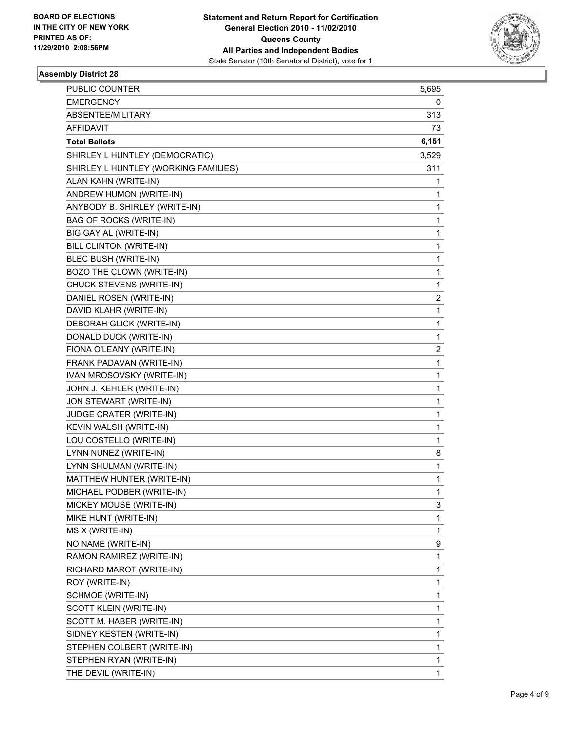BOARD OF ELECTIONS
IN THE CITY OF NEW YORK
PRINTED AS OF:
11/29/2010 2:08:56PM

**Statement and Return Report for Certification**
**General Election 2010 - 11/02/2010**
**Queens County**
**All Parties and Independent Bodies**
State Senator (10th Senatorial District), vote for 1

## Assembly District 28

| | |
|---|---|
| PUBLIC COUNTER | 5,695 |
| EMERGENCY | 0 |
| ABSENTEE/MILITARY | 313 |
| AFFIDAVIT | 73 |
| **Total Ballots** | **6,151** |
| SHIRLEY L HUNTLEY (DEMOCRATIC) | 3,529 |
| SHIRLEY L HUNTLEY (WORKING FAMILIES) | 311 |
| ALAN KAHN (WRITE-IN) | 1 |
| ANDREW HUMON (WRITE-IN) | 1 |
| ANYBODY B. SHIRLEY (WRITE-IN) | 1 |
| BAG OF ROCKS (WRITE-IN) | 1 |
| BIG GAY AL (WRITE-IN) | 1 |
| BILL CLINTON (WRITE-IN) | 1 |
| BLEC BUSH (WRITE-IN) | 1 |
| BOZO THE CLOWN (WRITE-IN) | 1 |
| CHUCK STEVENS (WRITE-IN) | 1 |
| DANIEL ROSEN (WRITE-IN) | 2 |
| DAVID KLAHR (WRITE-IN) | 1 |
| DEBORAH GLICK (WRITE-IN) | 1 |
| DONALD DUCK (WRITE-IN) | 1 |
| FIONA O'LEANY (WRITE-IN) | 2 |
| FRANK PADAVAN (WRITE-IN) | 1 |
| IVAN MROSOVSKY (WRITE-IN) | 1 |
| JOHN J. KEHLER (WRITE-IN) | 1 |
| JON STEWART (WRITE-IN) | 1 |
| JUDGE CRATER (WRITE-IN) | 1 |
| KEVIN WALSH (WRITE-IN) | 1 |
| LOU COSTELLO (WRITE-IN) | 1 |
| LYNN NUNEZ (WRITE-IN) | 8 |
| LYNN SHULMAN (WRITE-IN) | 1 |
| MATTHEW HUNTER (WRITE-IN) | 1 |
| MICHAEL PODBER (WRITE-IN) | 1 |
| MICKEY MOUSE (WRITE-IN) | 3 |
| MIKE HUNT (WRITE-IN) | 1 |
| MS X (WRITE-IN) | 1 |
| NO NAME (WRITE-IN) | 9 |
| RAMON RAMIREZ (WRITE-IN) | 1 |
| RICHARD MAROT (WRITE-IN) | 1 |
| ROY (WRITE-IN) | 1 |
| SCHMOE (WRITE-IN) | 1 |
| SCOTT KLEIN (WRITE-IN) | 1 |
| SCOTT M. HABER (WRITE-IN) | 1 |
| SIDNEY KESTEN (WRITE-IN) | 1 |
| STEPHEN COLBERT (WRITE-IN) | 1 |
| STEPHEN RYAN (WRITE-IN) | 1 |
| THE DEVIL (WRITE-IN) | 1 |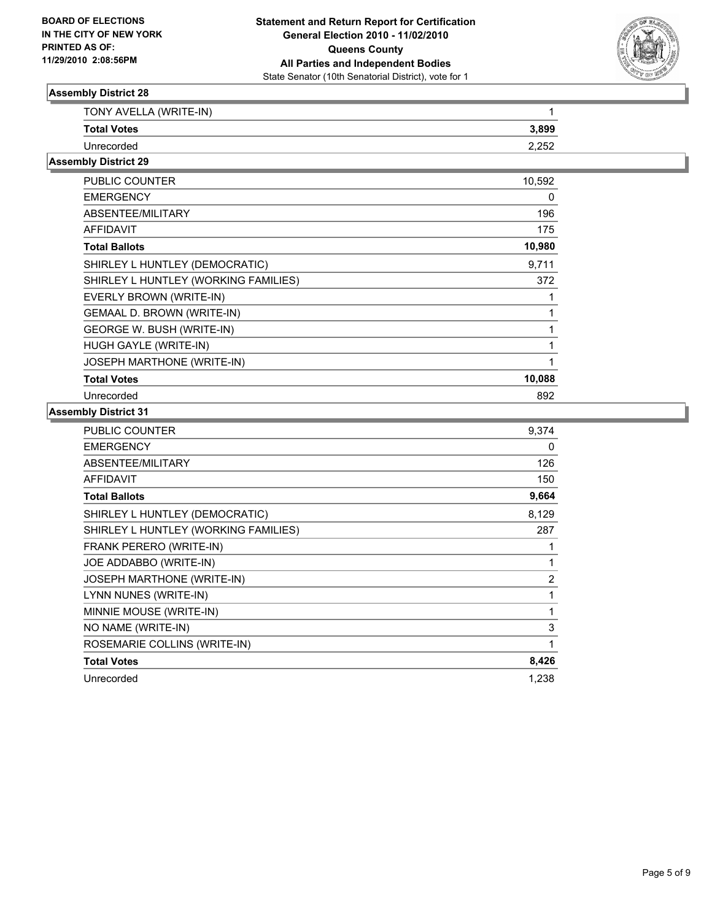**BOARD OF ELECTIONS IN THE CITY OF NEW YORK PRINTED AS OF: 11/29/2010 2:08:56PM**

**Statement and Return Report for Certification General Election 2010 - 11/02/2010 Queens County All Parties and Independent Bodies**

State Senator (10th Senatorial District), vote for 1

### Assembly District 28

| | |
|---|---|
| TONY AVELLA (WRITE-IN) | 1 |
| **Total Votes** | **3,899** |
| Unrecorded | 2,252 |

### Assembly District 29

| | |
|---|---|
| PUBLIC COUNTER | 10,592 |
| EMERGENCY | 0 |
| ABSENTEE/MILITARY | 196 |
| AFFIDAVIT | 175 |
| **Total Ballots** | **10,980** |
| SHIRLEY L HUNTLEY (DEMOCRATIC) | 9,711 |
| SHIRLEY L HUNTLEY (WORKING FAMILIES) | 372 |
| EVERLY BROWN (WRITE-IN) | 1 |
| GEMAAL D. BROWN (WRITE-IN) | 1 |
| GEORGE W. BUSH (WRITE-IN) | 1 |
| HUGH GAYLE (WRITE-IN) | 1 |
| JOSEPH MARTHONE (WRITE-IN) | 1 |
| **Total Votes** | **10,088** |
| Unrecorded | 892 |

### Assembly District 31

| | |
|---|---|
| PUBLIC COUNTER | 9,374 |
| EMERGENCY | 0 |
| ABSENTEE/MILITARY | 126 |
| AFFIDAVIT | 150 |
| **Total Ballots** | **9,664** |
| SHIRLEY L HUNTLEY (DEMOCRATIC) | 8,129 |
| SHIRLEY L HUNTLEY (WORKING FAMILIES) | 287 |
| FRANK PERERO (WRITE-IN) | 1 |
| JOE ADDABBO (WRITE-IN) | 1 |
| JOSEPH MARTHONE (WRITE-IN) | 2 |
| LYNN NUNES (WRITE-IN) | 1 |
| MINNIE MOUSE (WRITE-IN) | 1 |
| NO NAME (WRITE-IN) | 3 |
| ROSEMARIE COLLINS (WRITE-IN) | 1 |
| **Total Votes** | **8,426** |
| Unrecorded | 1,238 |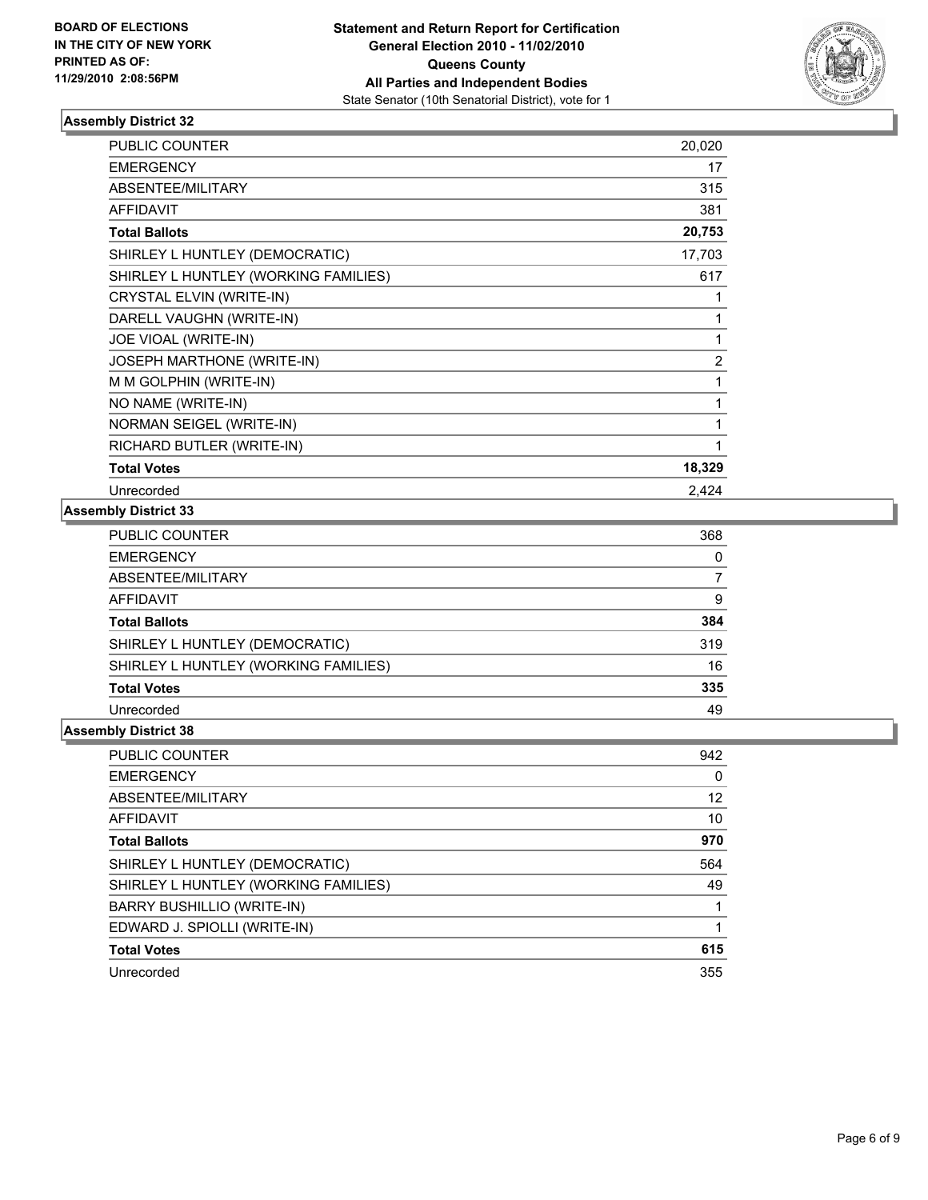**BOARD OF ELECTIONS IN THE CITY OF NEW YORK PRINTED AS OF: 11/29/2010 2:08:56PM**

**Statement and Return Report for Certification General Election 2010 - 11/02/2010 Queens County All Parties and Independent Bodies**

State Senator (10th Senatorial District), vote for 1

### Assembly District 32

| | |
|---|---|
| PUBLIC COUNTER | 20,020 |
| EMERGENCY | 17 |
| ABSENTEE/MILITARY | 315 |
| AFFIDAVIT | 381 |
| **Total Ballots** | **20,753** |
| SHIRLEY L HUNTLEY (DEMOCRATIC) | 17,703 |
| SHIRLEY L HUNTLEY (WORKING FAMILIES) | 617 |
| CRYSTAL ELVIN (WRITE-IN) | 1 |
| DARELL VAUGHN (WRITE-IN) | 1 |
| JOE VIOAL (WRITE-IN) | 1 |
| JOSEPH MARTHONE (WRITE-IN) | 2 |
| M M GOLPHIN (WRITE-IN) | 1 |
| NO NAME (WRITE-IN) | 1 |
| NORMAN SEIGEL (WRITE-IN) | 1 |
| RICHARD BUTLER (WRITE-IN) | 1 |
| **Total Votes** | **18,329** |
| Unrecorded | 2,424 |

### Assembly District 33

| | |
|---|---|
| PUBLIC COUNTER | 368 |
| EMERGENCY | 0 |
| ABSENTEE/MILITARY | 7 |
| AFFIDAVIT | 9 |
| **Total Ballots** | **384** |
| SHIRLEY L HUNTLEY (DEMOCRATIC) | 319 |
| SHIRLEY L HUNTLEY (WORKING FAMILIES) | 16 |
| **Total Votes** | **335** |
| Unrecorded | 49 |

### Assembly District 38

| | |
|---|---|
| PUBLIC COUNTER | 942 |
| EMERGENCY | 0 |
| ABSENTEE/MILITARY | 12 |
| AFFIDAVIT | 10 |
| **Total Ballots** | **970** |
| SHIRLEY L HUNTLEY (DEMOCRATIC) | 564 |
| SHIRLEY L HUNTLEY (WORKING FAMILIES) | 49 |
| BARRY BUSHILLIO (WRITE-IN) | 1 |
| EDWARD J. SPIOLLI (WRITE-IN) | 1 |
| **Total Votes** | **615** |
| Unrecorded | 355 |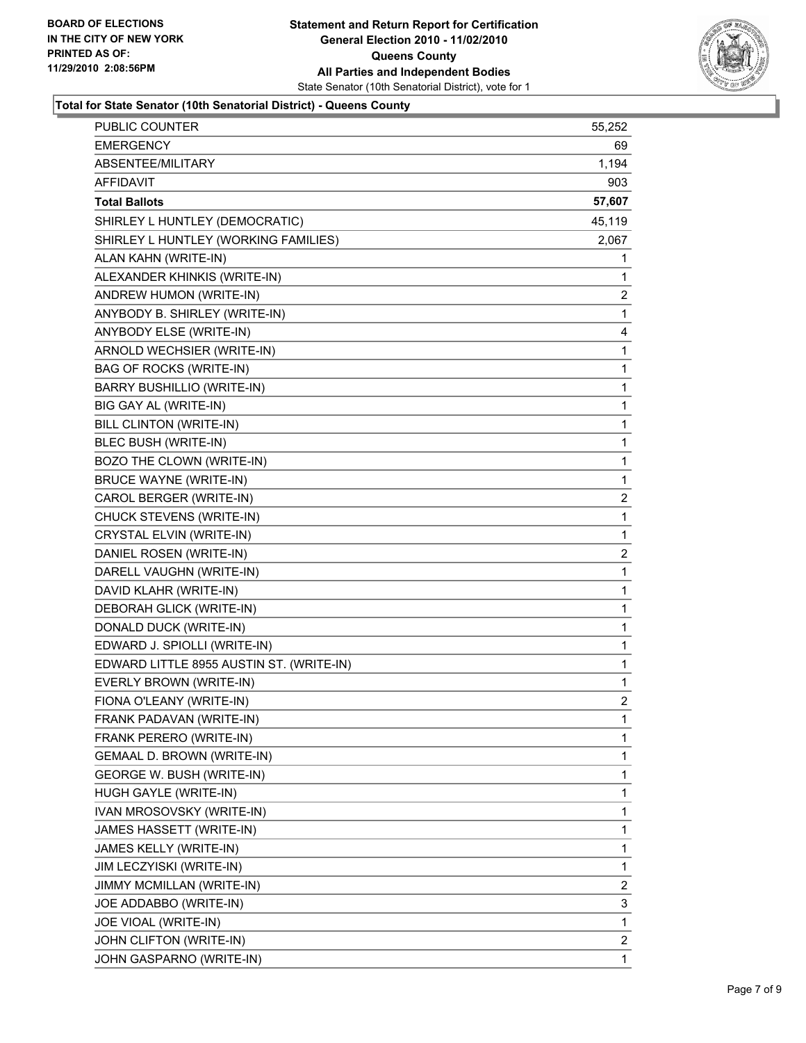**BOARD OF ELECTIONS**
**IN THE CITY OF NEW YORK**
**PRINTED AS OF:**
**11/29/2010 2:08:56PM**

**Statement and Return Report for Certification**
**General Election 2010 - 11/02/2010**
**Queens County**
**All Parties and Independent Bodies**
State Senator (10th Senatorial District), vote for 1

**Total for State Senator (10th Senatorial District) - Queens County**

| | |
|---|---|
| PUBLIC COUNTER | 55,252 |
| EMERGENCY | 69 |
| ABSENTEE/MILITARY | 1,194 |
| AFFIDAVIT | 903 |
| **Total Ballots** | **57,607** |
| SHIRLEY L HUNTLEY (DEMOCRATIC) | 45,119 |
| SHIRLEY L HUNTLEY (WORKING FAMILIES) | 2,067 |
| ALAN KAHN (WRITE-IN) | 1 |
| ALEXANDER KHINKIS (WRITE-IN) | 1 |
| ANDREW HUMON (WRITE-IN) | 2 |
| ANYBODY B. SHIRLEY (WRITE-IN) | 1 |
| ANYBODY ELSE (WRITE-IN) | 4 |
| ARNOLD WECHSIER (WRITE-IN) | 1 |
| BAG OF ROCKS (WRITE-IN) | 1 |
| BARRY BUSHILLIO (WRITE-IN) | 1 |
| BIG GAY AL (WRITE-IN) | 1 |
| BILL CLINTON (WRITE-IN) | 1 |
| BLEC BUSH (WRITE-IN) | 1 |
| BOZO THE CLOWN (WRITE-IN) | 1 |
| BRUCE WAYNE (WRITE-IN) | 1 |
| CAROL BERGER (WRITE-IN) | 2 |
| CHUCK STEVENS (WRITE-IN) | 1 |
| CRYSTAL ELVIN (WRITE-IN) | 1 |
| DANIEL ROSEN (WRITE-IN) | 2 |
| DARELL VAUGHN (WRITE-IN) | 1 |
| DAVID KLAHR (WRITE-IN) | 1 |
| DEBORAH GLICK (WRITE-IN) | 1 |
| DONALD DUCK (WRITE-IN) | 1 |
| EDWARD J. SPIOLLI (WRITE-IN) | 1 |
| EDWARD LITTLE 8955 AUSTIN ST. (WRITE-IN) | 1 |
| EVERLY BROWN (WRITE-IN) | 1 |
| FIONA O'LEANY (WRITE-IN) | 2 |
| FRANK PADAVAN (WRITE-IN) | 1 |
| FRANK PERERO (WRITE-IN) | 1 |
| GEMAAL D. BROWN (WRITE-IN) | 1 |
| GEORGE W. BUSH (WRITE-IN) | 1 |
| HUGH GAYLE (WRITE-IN) | 1 |
| IVAN MROSOVSKY (WRITE-IN) | 1 |
| JAMES HASSETT (WRITE-IN) | 1 |
| JAMES KELLY (WRITE-IN) | 1 |
| JIM LECZYISKI (WRITE-IN) | 1 |
| JIMMY MCMILLAN (WRITE-IN) | 2 |
| JOE ADDABBO (WRITE-IN) | 3 |
| JOE VIOAL (WRITE-IN) | 1 |
| JOHN CLIFTON (WRITE-IN) | 2 |
| JOHN GASPARNO (WRITE-IN) | 1 |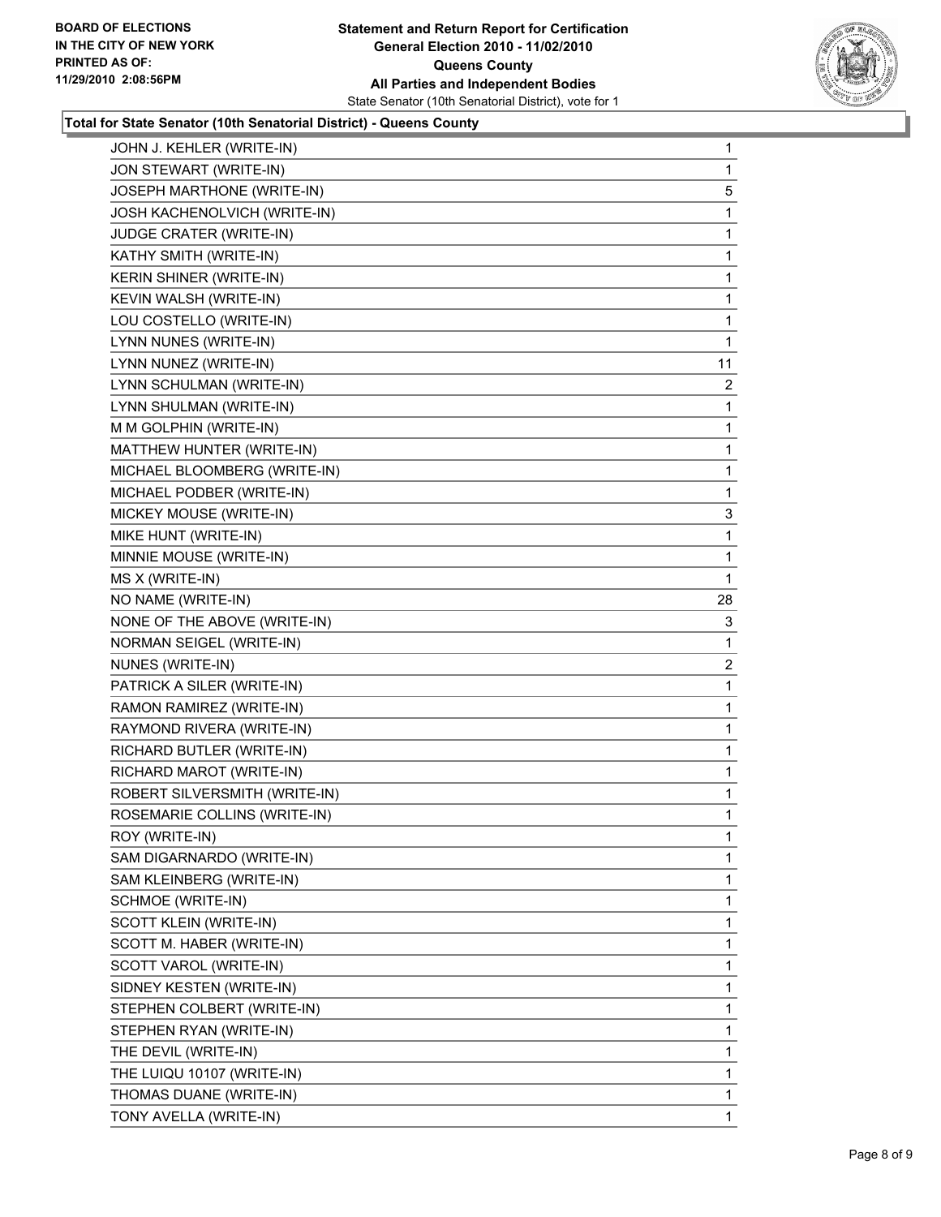**Total for State Senator (10th Senatorial District) - Queens County**

| Candidate | Votes |
|---|---|
| JOHN J. KEHLER (WRITE-IN) | 1 |
| JON STEWART (WRITE-IN) | 1 |
| JOSEPH MARTHONE (WRITE-IN) | 5 |
| JOSH KACHENOLVICH (WRITE-IN) | 1 |
| JUDGE CRATER (WRITE-IN) | 1 |
| KATHY SMITH (WRITE-IN) | 1 |
| KERIN SHINER (WRITE-IN) | 1 |
| KEVIN WALSH (WRITE-IN) | 1 |
| LOU COSTELLO (WRITE-IN) | 1 |
| LYNN NUNES (WRITE-IN) | 1 |
| LYNN NUNEZ (WRITE-IN) | 11 |
| LYNN SCHULMAN (WRITE-IN) | 2 |
| LYNN SHULMAN (WRITE-IN) | 1 |
| M M GOLPHIN (WRITE-IN) | 1 |
| MATTHEW HUNTER (WRITE-IN) | 1 |
| MICHAEL BLOOMBERG (WRITE-IN) | 1 |
| MICHAEL PODBER (WRITE-IN) | 1 |
| MICKEY MOUSE (WRITE-IN) | 3 |
| MIKE HUNT (WRITE-IN) | 1 |
| MINNIE MOUSE (WRITE-IN) | 1 |
| MS X (WRITE-IN) | 1 |
| NO NAME (WRITE-IN) | 28 |
| NONE OF THE ABOVE (WRITE-IN) | 3 |
| NORMAN SEIGEL (WRITE-IN) | 1 |
| NUNES (WRITE-IN) | 2 |
| PATRICK A SILER (WRITE-IN) | 1 |
| RAMON RAMIREZ (WRITE-IN) | 1 |
| RAYMOND RIVERA (WRITE-IN) | 1 |
| RICHARD BUTLER (WRITE-IN) | 1 |
| RICHARD MAROT (WRITE-IN) | 1 |
| ROBERT SILVERSMITH (WRITE-IN) | 1 |
| ROSEMARIE COLLINS (WRITE-IN) | 1 |
| ROY (WRITE-IN) | 1 |
| SAM DIGARNARDO (WRITE-IN) | 1 |
| SAM KLEINBERG (WRITE-IN) | 1 |
| SCHMOE (WRITE-IN) | 1 |
| SCOTT KLEIN (WRITE-IN) | 1 |
| SCOTT M. HABER (WRITE-IN) | 1 |
| SCOTT VAROL (WRITE-IN) | 1 |
| SIDNEY KESTEN (WRITE-IN) | 1 |
| STEPHEN COLBERT (WRITE-IN) | 1 |
| STEPHEN RYAN (WRITE-IN) | 1 |
| THE DEVIL (WRITE-IN) | 1 |
| THE LUIQU 10107 (WRITE-IN) | 1 |
| THOMAS DUANE (WRITE-IN) | 1 |
| TONY AVELLA (WRITE-IN) | 1 |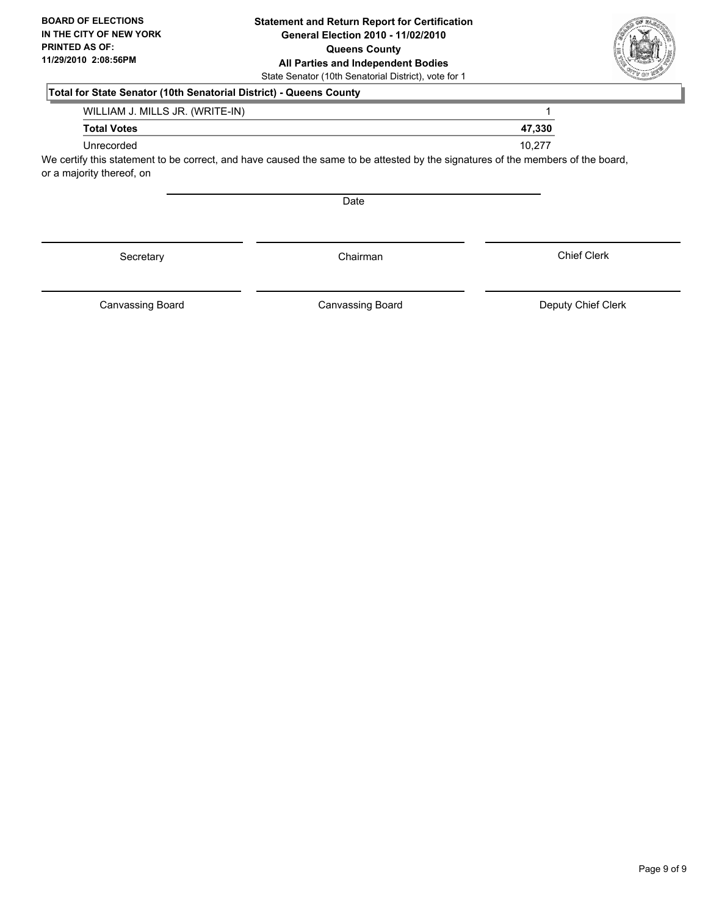**BOARD OF ELECTIONS IN THE CITY OF NEW YORK PRINTED AS OF: 11/29/2010 2:08:56PM**

**Statement and Return Report for Certification**
**General Election 2010 - 11/02/2010**
**Queens County**
**All Parties and Independent Bodies**
State Senator (10th Senatorial District), vote for 1

**Total for State Senator (10th Senatorial District) - Queens County**

| | |
|---|---|
| WILLIAM J. MILLS JR. (WRITE-IN) | 1 |
| **Total Votes** | **47,330** |
| Unrecorded | 10,277 |

We certify this statement to be correct, and have caused the same to be attested by the signatures of the members of the board, or a majority thereof, on

Date

Secretary

Chairman

Chief Clerk

Canvassing Board

Canvassing Board

Deputy Chief Clerk